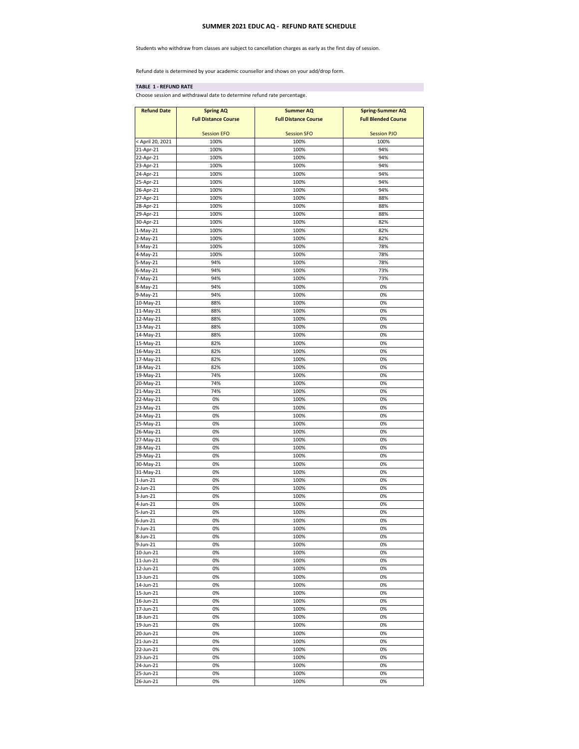# SUMMER 2021 EDUC AQ - REFUND RATE SCHEDULE

Students who withdraw from classes are subject to cancellation charges as early as the first day of session.

Refund date is determined by your academic counsellor and shows on your add/drop form.

**TABLE 1 - REFUND RATE**

Choose session and withdrawal date to determine refund rate percentage.

| Refund Date | Spring AQ Full Distance Course Session EFO | Summer AQ Full Distance Course Session SFO | Spring-Summer AQ Full Blended Course Session PJO |
|---|---|---|---|
| < April 20, 2021 | 100% | 100% | 100% |
| 21-Apr-21 | 100% | 100% | 94% |
| 22-Apr-21 | 100% | 100% | 94% |
| 23-Apr-21 | 100% | 100% | 94% |
| 24-Apr-21 | 100% | 100% | 94% |
| 25-Apr-21 | 100% | 100% | 94% |
| 26-Apr-21 | 100% | 100% | 94% |
| 27-Apr-21 | 100% | 100% | 88% |
| 28-Apr-21 | 100% | 100% | 88% |
| 29-Apr-21 | 100% | 100% | 88% |
| 30-Apr-21 | 100% | 100% | 82% |
| 1-May-21 | 100% | 100% | 82% |
| 2-May-21 | 100% | 100% | 82% |
| 3-May-21 | 100% | 100% | 78% |
| 4-May-21 | 100% | 100% | 78% |
| 5-May-21 | 94% | 100% | 78% |
| 6-May-21 | 94% | 100% | 73% |
| 7-May-21 | 94% | 100% | 73% |
| 8-May-21 | 94% | 100% | 0% |
| 9-May-21 | 94% | 100% | 0% |
| 10-May-21 | 88% | 100% | 0% |
| 11-May-21 | 88% | 100% | 0% |
| 12-May-21 | 88% | 100% | 0% |
| 13-May-21 | 88% | 100% | 0% |
| 14-May-21 | 88% | 100% | 0% |
| 15-May-21 | 82% | 100% | 0% |
| 16-May-21 | 82% | 100% | 0% |
| 17-May-21 | 82% | 100% | 0% |
| 18-May-21 | 82% | 100% | 0% |
| 19-May-21 | 74% | 100% | 0% |
| 20-May-21 | 74% | 100% | 0% |
| 21-May-21 | 74% | 100% | 0% |
| 22-May-21 | 0% | 100% | 0% |
| 23-May-21 | 0% | 100% | 0% |
| 24-May-21 | 0% | 100% | 0% |
| 25-May-21 | 0% | 100% | 0% |
| 26-May-21 | 0% | 100% | 0% |
| 27-May-21 | 0% | 100% | 0% |
| 28-May-21 | 0% | 100% | 0% |
| 29-May-21 | 0% | 100% | 0% |
| 30-May-21 | 0% | 100% | 0% |
| 31-May-21 | 0% | 100% | 0% |
| 1-Jun-21 | 0% | 100% | 0% |
| 2-Jun-21 | 0% | 100% | 0% |
| 3-Jun-21 | 0% | 100% | 0% |
| 4-Jun-21 | 0% | 100% | 0% |
| 5-Jun-21 | 0% | 100% | 0% |
| 6-Jun-21 | 0% | 100% | 0% |
| 7-Jun-21 | 0% | 100% | 0% |
| 8-Jun-21 | 0% | 100% | 0% |
| 9-Jun-21 | 0% | 100% | 0% |
| 10-Jun-21 | 0% | 100% | 0% |
| 11-Jun-21 | 0% | 100% | 0% |
| 12-Jun-21 | 0% | 100% | 0% |
| 13-Jun-21 | 0% | 100% | 0% |
| 14-Jun-21 | 0% | 100% | 0% |
| 15-Jun-21 | 0% | 100% | 0% |
| 16-Jun-21 | 0% | 100% | 0% |
| 17-Jun-21 | 0% | 100% | 0% |
| 18-Jun-21 | 0% | 100% | 0% |
| 19-Jun-21 | 0% | 100% | 0% |
| 20-Jun-21 | 0% | 100% | 0% |
| 21-Jun-21 | 0% | 100% | 0% |
| 22-Jun-21 | 0% | 100% | 0% |
| 23-Jun-21 | 0% | 100% | 0% |
| 24-Jun-21 | 0% | 100% | 0% |
| 25-Jun-21 | 0% | 100% | 0% |
| 26-Jun-21 | 0% | 100% | 0% |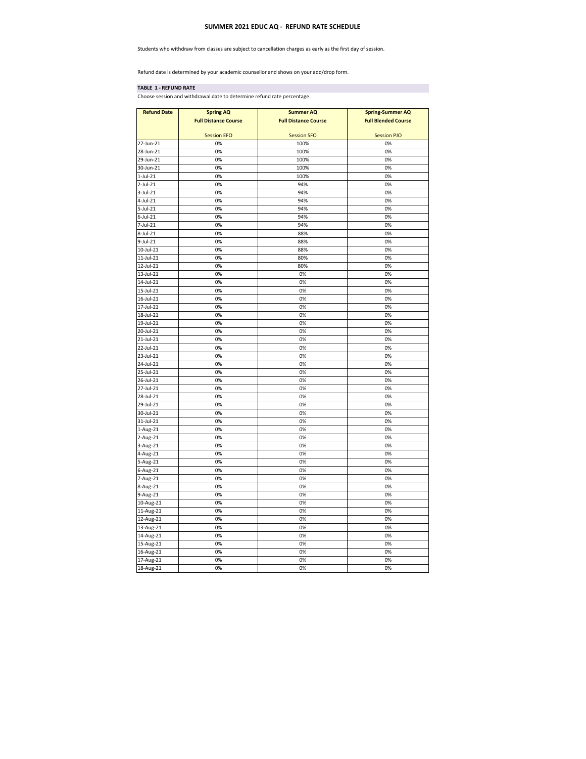## SUMMER 2021 EDUC AQ - REFUND RATE SCHEDULE

Students who withdraw from classes are subject to cancellation charges as early as the first day of session.

Refund date is determined by your academic counsellor and shows on your add/drop form.

**TABLE 1 - REFUND RATE**

Choose session and withdrawal date to determine refund rate percentage.

| Refund Date | Spring AQ Full Distance Course Session EFO | Summer AQ Full Distance Course Session SFO | Spring-Summer AQ Full Blended Course Session PJO |
|---|---|---|---|
| 27-Jun-21 | 0% | 100% | 0% |
| 28-Jun-21 | 0% | 100% | 0% |
| 29-Jun-21 | 0% | 100% | 0% |
| 30-Jun-21 | 0% | 100% | 0% |
| 1-Jul-21 | 0% | 100% | 0% |
| 2-Jul-21 | 0% | 94% | 0% |
| 3-Jul-21 | 0% | 94% | 0% |
| 4-Jul-21 | 0% | 94% | 0% |
| 5-Jul-21 | 0% | 94% | 0% |
| 6-Jul-21 | 0% | 94% | 0% |
| 7-Jul-21 | 0% | 94% | 0% |
| 8-Jul-21 | 0% | 88% | 0% |
| 9-Jul-21 | 0% | 88% | 0% |
| 10-Jul-21 | 0% | 88% | 0% |
| 11-Jul-21 | 0% | 80% | 0% |
| 12-Jul-21 | 0% | 80% | 0% |
| 13-Jul-21 | 0% | 0% | 0% |
| 14-Jul-21 | 0% | 0% | 0% |
| 15-Jul-21 | 0% | 0% | 0% |
| 16-Jul-21 | 0% | 0% | 0% |
| 17-Jul-21 | 0% | 0% | 0% |
| 18-Jul-21 | 0% | 0% | 0% |
| 19-Jul-21 | 0% | 0% | 0% |
| 20-Jul-21 | 0% | 0% | 0% |
| 21-Jul-21 | 0% | 0% | 0% |
| 22-Jul-21 | 0% | 0% | 0% |
| 23-Jul-21 | 0% | 0% | 0% |
| 24-Jul-21 | 0% | 0% | 0% |
| 25-Jul-21 | 0% | 0% | 0% |
| 26-Jul-21 | 0% | 0% | 0% |
| 27-Jul-21 | 0% | 0% | 0% |
| 28-Jul-21 | 0% | 0% | 0% |
| 29-Jul-21 | 0% | 0% | 0% |
| 30-Jul-21 | 0% | 0% | 0% |
| 31-Jul-21 | 0% | 0% | 0% |
| 1-Aug-21 | 0% | 0% | 0% |
| 2-Aug-21 | 0% | 0% | 0% |
| 3-Aug-21 | 0% | 0% | 0% |
| 4-Aug-21 | 0% | 0% | 0% |
| 5-Aug-21 | 0% | 0% | 0% |
| 6-Aug-21 | 0% | 0% | 0% |
| 7-Aug-21 | 0% | 0% | 0% |
| 8-Aug-21 | 0% | 0% | 0% |
| 9-Aug-21 | 0% | 0% | 0% |
| 10-Aug-21 | 0% | 0% | 0% |
| 11-Aug-21 | 0% | 0% | 0% |
| 12-Aug-21 | 0% | 0% | 0% |
| 13-Aug-21 | 0% | 0% | 0% |
| 14-Aug-21 | 0% | 0% | 0% |
| 15-Aug-21 | 0% | 0% | 0% |
| 16-Aug-21 | 0% | 0% | 0% |
| 17-Aug-21 | 0% | 0% | 0% |
| 18-Aug-21 | 0% | 0% | 0% |